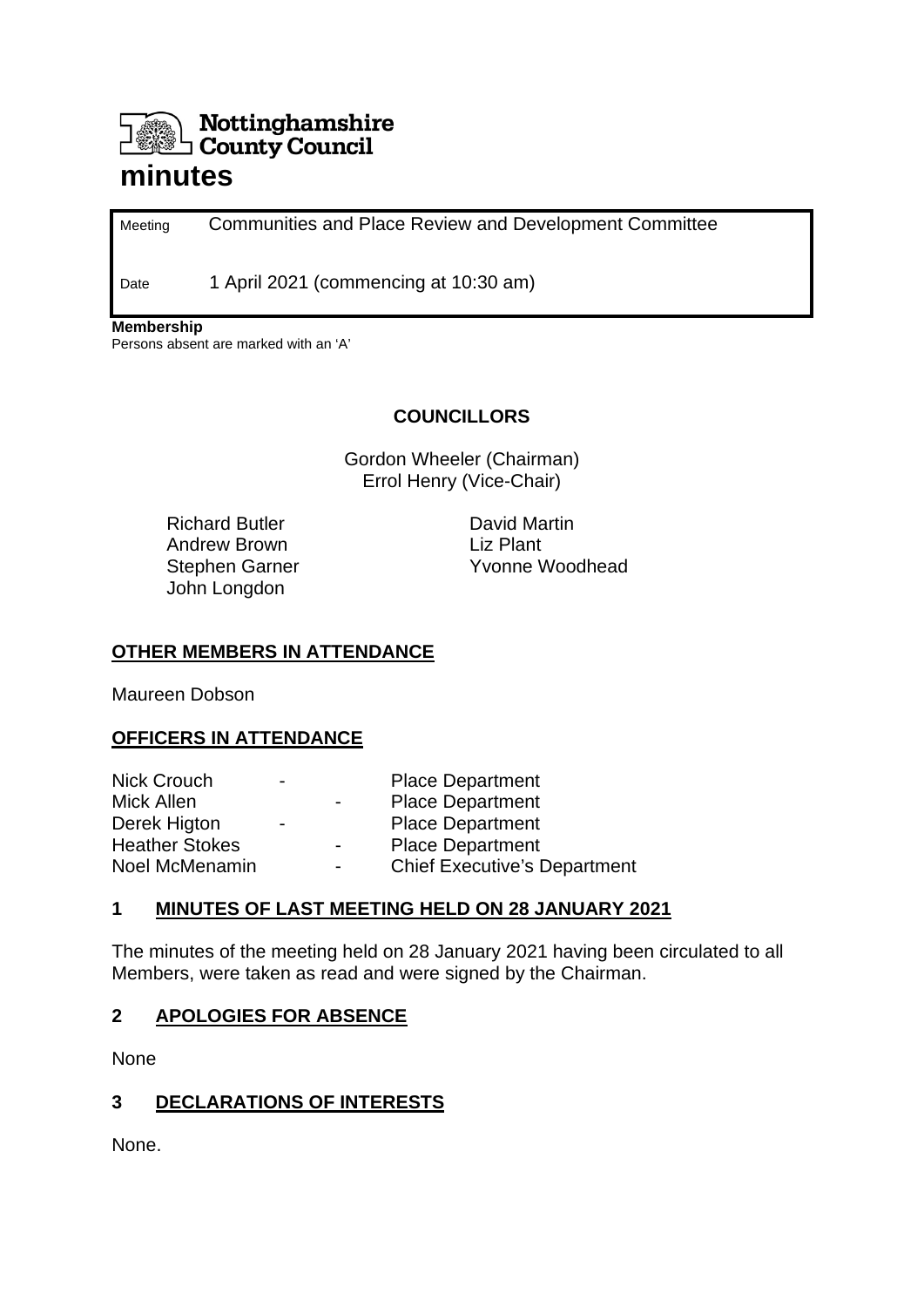# Nottinghamshire County Council

# minutes

| | |
|---|---|
| Meeting | Communities and Place Review and Development Committee |
| Date | 1 April 2021 (commencing at 10:30 am) |

**Membership**
Persons absent are marked with an 'A'

**COUNCILLORS**

Gordon Wheeler (Chairman)
Errol Henry (Vice-Chair)

Richard Butler
Andrew Brown
Stephen Garner
John Longdon
David Martin
Liz Plant
Yvonne Woodhead

## OTHER MEMBERS IN ATTENDANCE

Maureen Dobson

## OFFICERS IN ATTENDANCE

| | | |
|---|---|---|
| Nick Crouch | - | Place Department |
| Mick Allen | - | Place Department |
| Derek Higton | - | Place Department |
| Heather Stokes | - | Place Department |
| Noel McMenamin | - | Chief Executive's Department |

## 1 MINUTES OF LAST MEETING HELD ON 28 JANUARY 2021

The minutes of the meeting held on 28 January 2021 having been circulated to all Members, were taken as read and were signed by the Chairman.

## 2 APOLOGIES FOR ABSENCE

None

## 3 DECLARATIONS OF INTERESTS

None.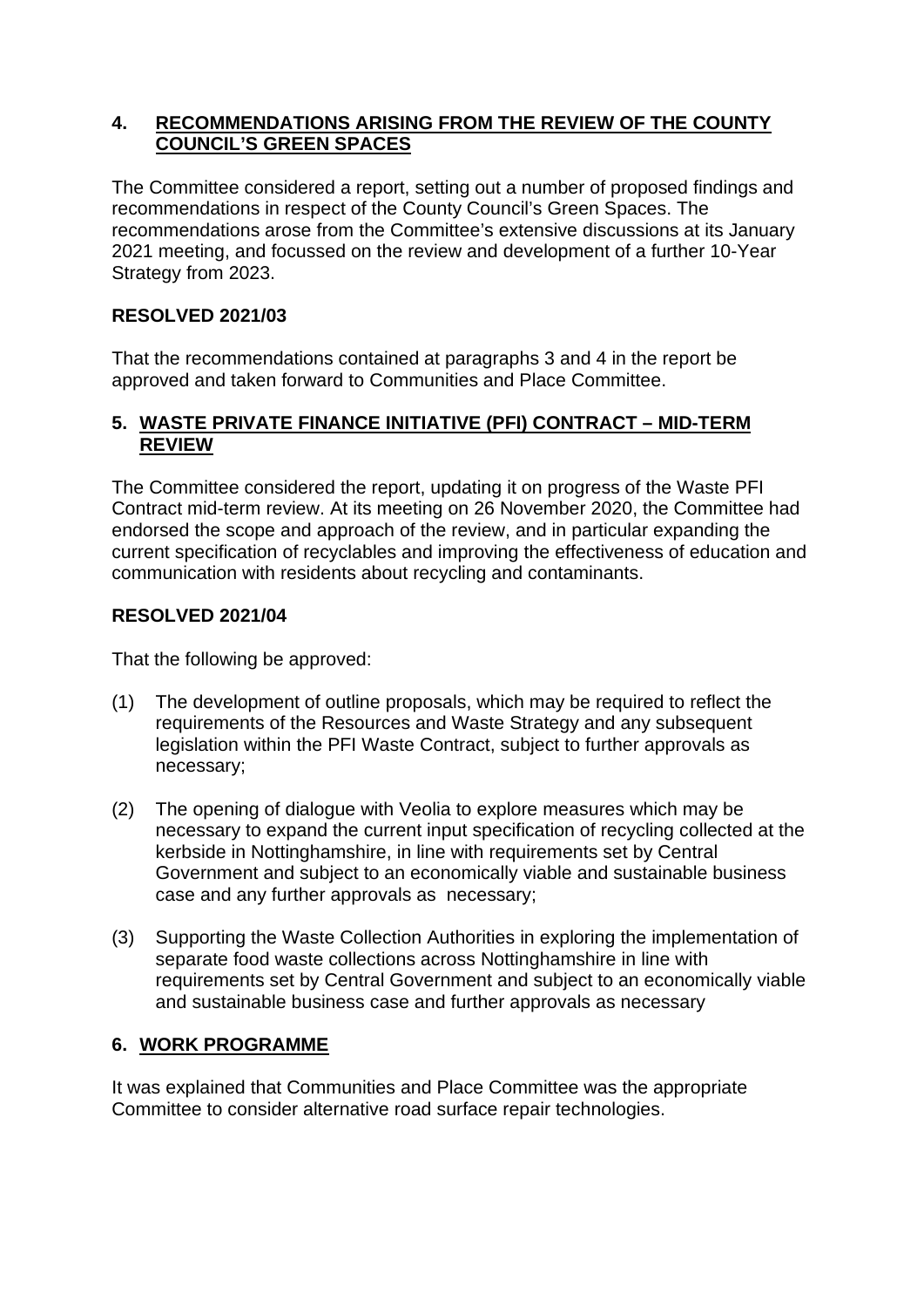## 4. RECOMMENDATIONS ARISING FROM THE REVIEW OF THE COUNTY COUNCIL'S GREEN SPACES

The Committee considered a report, setting out a number of proposed findings and recommendations in respect of the County Council's Green Spaces. The recommendations arose from the Committee's extensive discussions at its January 2021 meeting, and focussed on the review and development of a further 10-Year Strategy from 2023.

**RESOLVED 2021/03**

That the recommendations contained at paragraphs 3 and 4 in the report be approved and taken forward to Communities and Place Committee.

## 5. WASTE PRIVATE FINANCE INITIATIVE (PFI) CONTRACT – MID-TERM REVIEW

The Committee considered the report, updating it on progress of the Waste PFI Contract mid-term review. At its meeting on 26 November 2020, the Committee had endorsed the scope and approach of the review, and in particular expanding the current specification of recyclables and improving the effectiveness of education and communication with residents about recycling and contaminants.

**RESOLVED 2021/04**

That the following be approved:

(1) The development of outline proposals, which may be required to reflect the requirements of the Resources and Waste Strategy and any subsequent legislation within the PFI Waste Contract, subject to further approvals as necessary;

(2) The opening of dialogue with Veolia to explore measures which may be necessary to expand the current input specification of recycling collected at the kerbside in Nottinghamshire, in line with requirements set by Central Government and subject to an economically viable and sustainable business case and any further approvals as necessary;

(3) Supporting the Waste Collection Authorities in exploring the implementation of separate food waste collections across Nottinghamshire in line with requirements set by Central Government and subject to an economically viable and sustainable business case and further approvals as necessary

## 6. WORK PROGRAMME

It was explained that Communities and Place Committee was the appropriate Committee to consider alternative road surface repair technologies.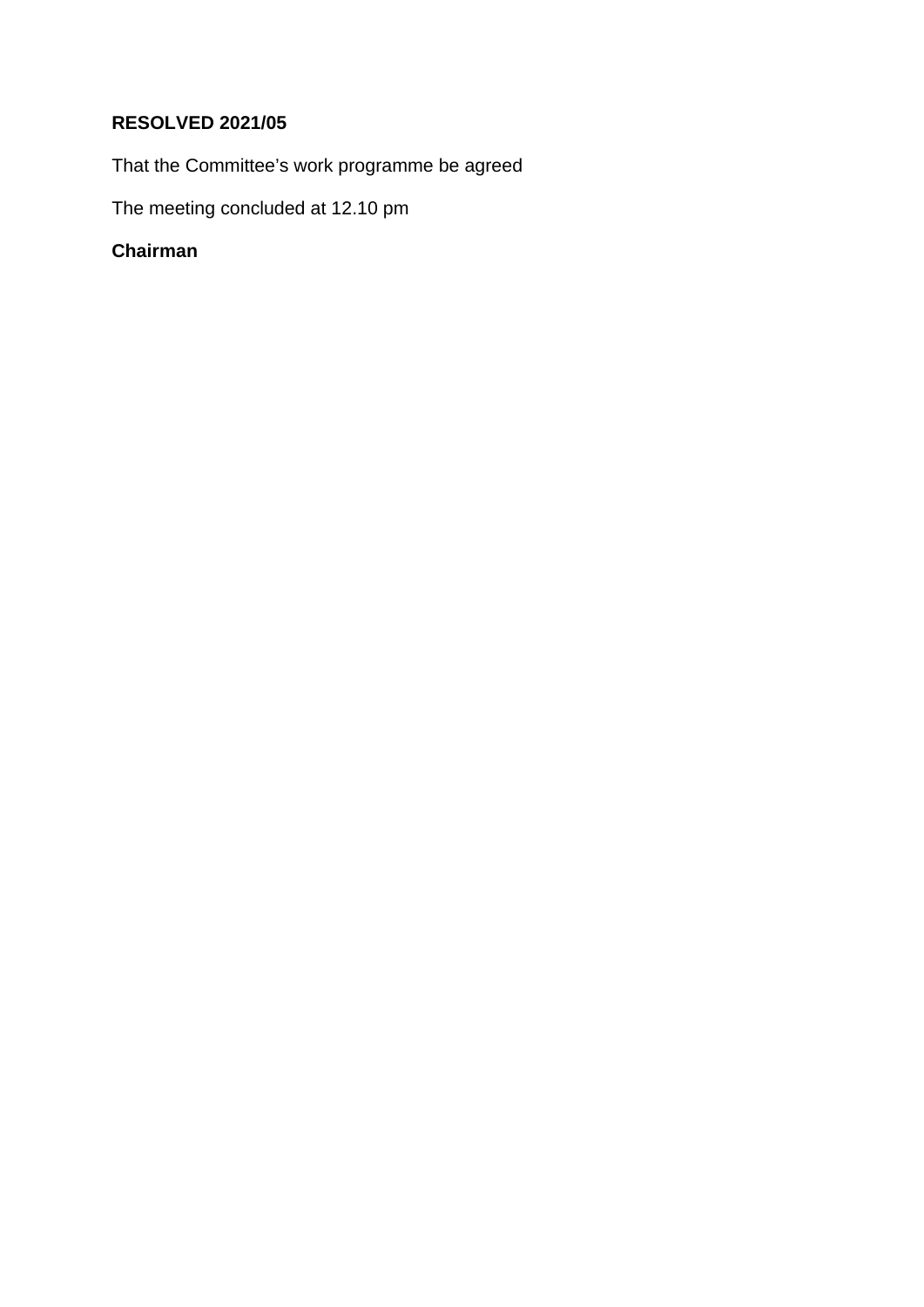**RESOLVED 2021/05**

That the Committee's work programme be agreed

The meeting concluded at 12.10 pm

**Chairman**